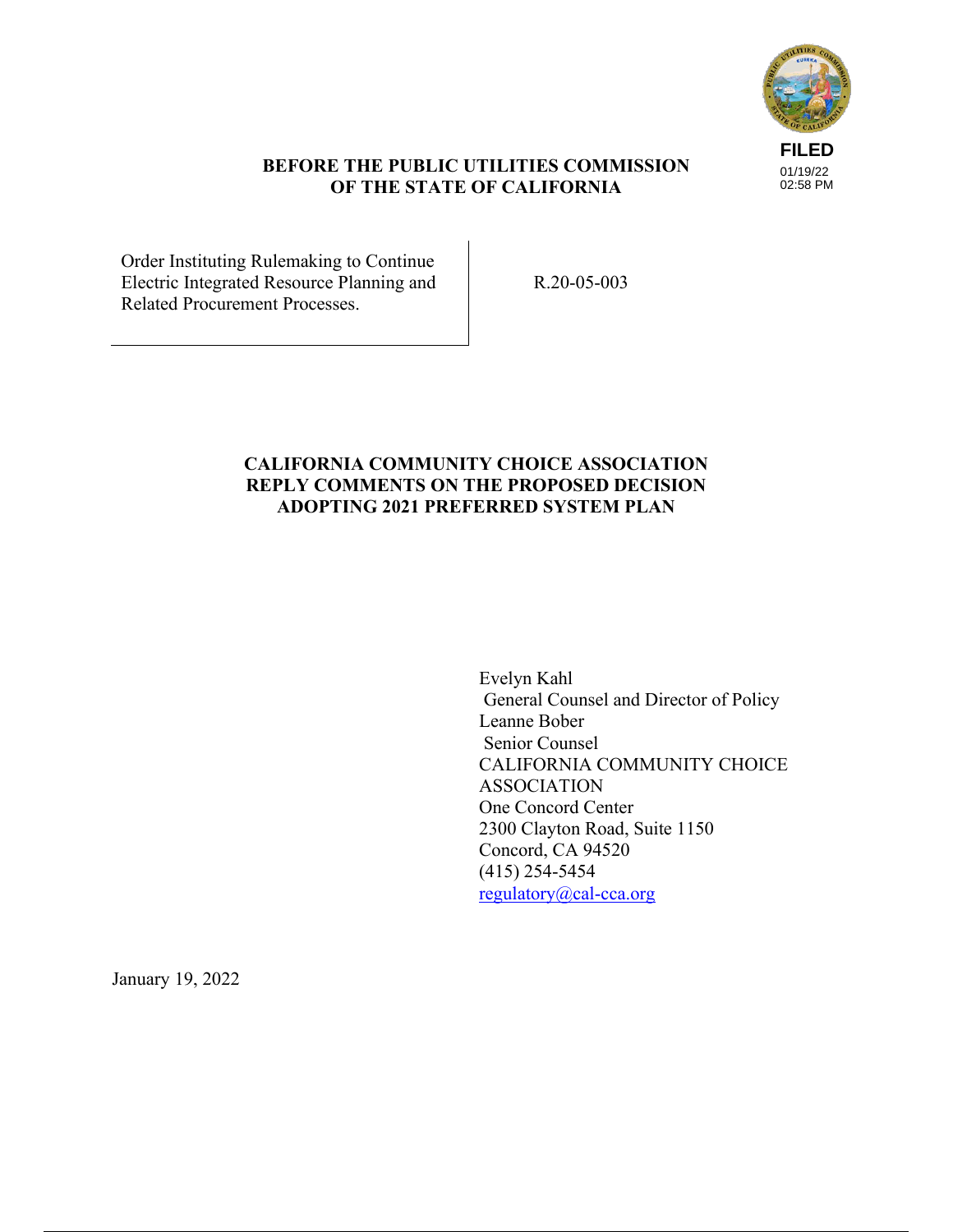FILED
01/19/22
02:58 PM

**BEFORE THE PUBLIC UTILITIES COMMISSION OF THE STATE OF CALIFORNIA**

| Order Instituting Rulemaking to Continue Electric Integrated Resource Planning and Related Procurement Processes. | R.20-05-003 |
|---|---|

**CALIFORNIA COMMUNITY CHOICE ASSOCIATION REPLY COMMENTS ON THE PROPOSED DECISION ADOPTING 2021 PREFERRED SYSTEM PLAN**

Evelyn Kahl
General Counsel and Director of Policy
Leanne Bober
Senior Counsel
CALIFORNIA COMMUNITY CHOICE ASSOCIATION
One Concord Center
2300 Clayton Road, Suite 1150
Concord, CA 94520
(415) 254-5454
regulatory@cal-cca.org

January 19, 2022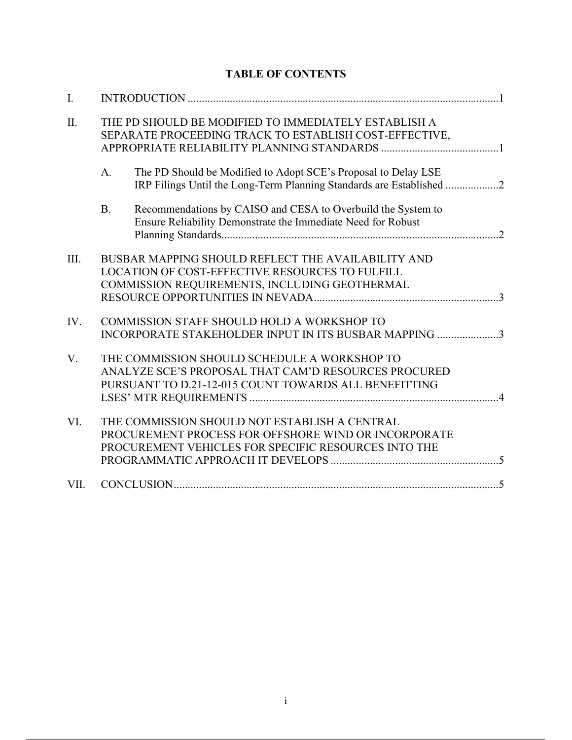**TABLE OF CONTENTS**

| | | |
|---|---|---|
| I. | INTRODUCTION | 1 |
| II. | THE PD SHOULD BE MODIFIED TO IMMEDIATELY ESTABLISH A SEPARATE PROCEEDING TRACK TO ESTABLISH COST-EFFECTIVE, APPROPRIATE RELIABILITY PLANNING STANDARDS | 1 |
| | A. The PD Should be Modified to Adopt SCE's Proposal to Delay LSE IRP Filings Until the Long-Term Planning Standards are Established | 2 |
| | B. Recommendations by CAISO and CESA to Overbuild the System to Ensure Reliability Demonstrate the Immediate Need for Robust Planning Standards | 2 |
| III. | BUSBAR MAPPING SHOULD REFLECT THE AVAILABILITY AND LOCATION OF COST-EFFECTIVE RESOURCES TO FULFILL COMMISSION REQUIREMENTS, INCLUDING GEOTHERMAL RESOURCE OPPORTUNITIES IN NEVADA | 3 |
| IV. | COMMISSION STAFF SHOULD HOLD A WORKSHOP TO INCORPORATE STAKEHOLDER INPUT IN ITS BUSBAR MAPPING | 3 |
| V. | THE COMMISSION SHOULD SCHEDULE A WORKSHOP TO ANALYZE SCE'S PROPOSAL THAT CAM'D RESOURCES PROCURED PURSUANT TO D.21-12-015 COUNT TOWARDS ALL BENEFITTING LSES' MTR REQUIREMENTS | 4 |
| VI. | THE COMMISSION SHOULD NOT ESTABLISH A CENTRAL PROCUREMENT PROCESS FOR OFFSHORE WIND OR INCORPORATE PROCUREMENT VEHICLES FOR SPECIFIC RESOURCES INTO THE PROGRAMMATIC APPROACH IT DEVELOPS | 5 |
| VII. | CONCLUSION | 5 |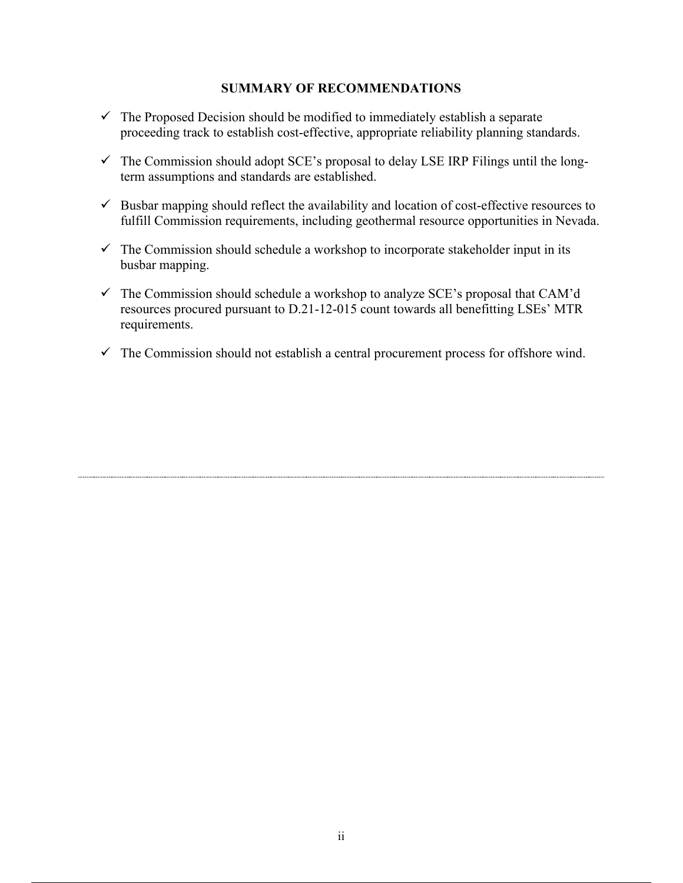## SUMMARY OF RECOMMENDATIONS

- ✓ The Proposed Decision should be modified to immediately establish a separate proceeding track to establish cost-effective, appropriate reliability planning standards.
- ✓ The Commission should adopt SCE's proposal to delay LSE IRP Filings until the long-term assumptions and standards are established.
- ✓ Busbar mapping should reflect the availability and location of cost-effective resources to fulfill Commission requirements, including geothermal resource opportunities in Nevada.
- ✓ The Commission should schedule a workshop to incorporate stakeholder input in its busbar mapping.
- ✓ The Commission should schedule a workshop to analyze SCE's proposal that CAM'd resources procured pursuant to D.21-12-015 count towards all benefitting LSEs' MTR requirements.
- ✓ The Commission should not establish a central procurement process for offshore wind.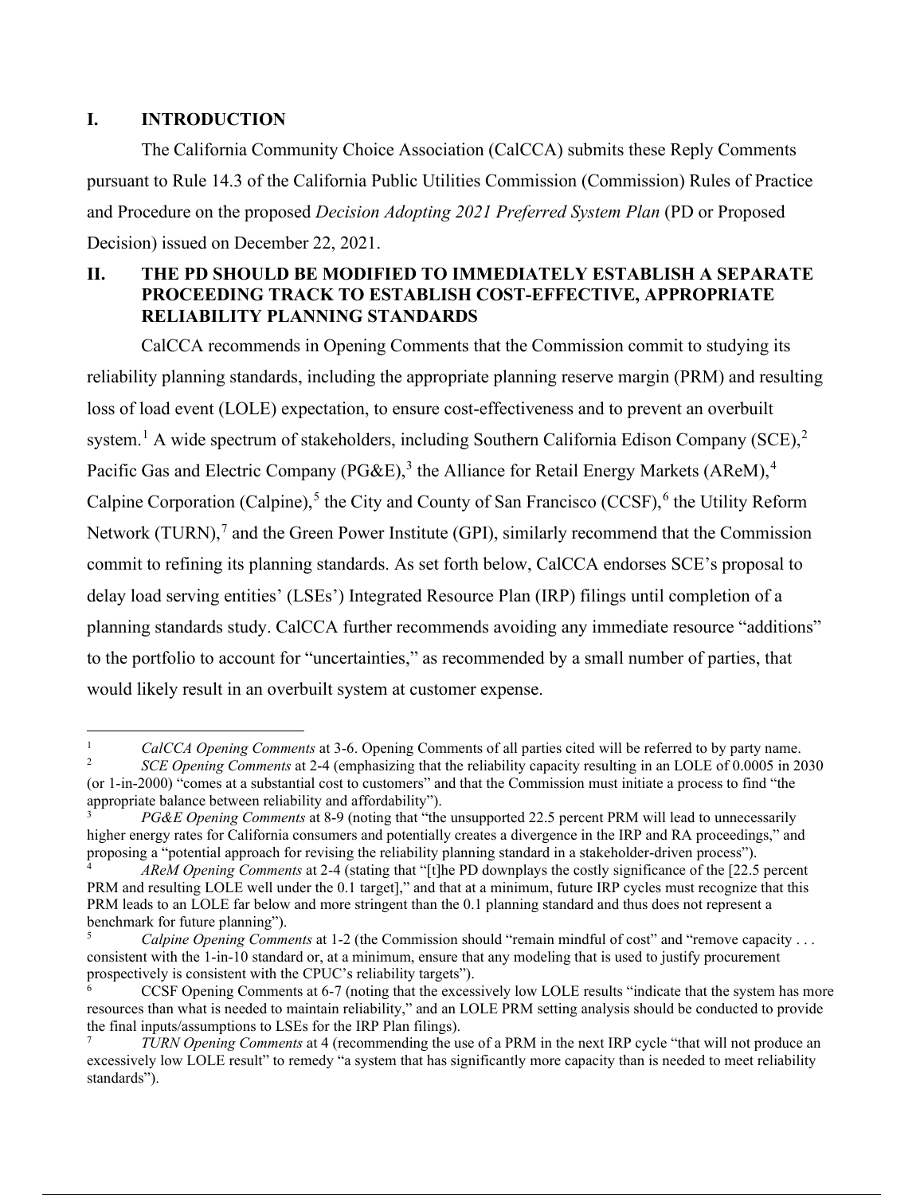## I. INTRODUCTION

The California Community Choice Association (CalCCA) submits these Reply Comments pursuant to Rule 14.3 of the California Public Utilities Commission (Commission) Rules of Practice and Procedure on the proposed *Decision Adopting 2021 Preferred System Plan* (PD or Proposed Decision) issued on December 22, 2021.

## II. THE PD SHOULD BE MODIFIED TO IMMEDIATELY ESTABLISH A SEPARATE PROCEEDING TRACK TO ESTABLISH COST-EFFECTIVE, APPROPRIATE RELIABILITY PLANNING STANDARDS

CalCCA recommends in Opening Comments that the Commission commit to studying its reliability planning standards, including the appropriate planning reserve margin (PRM) and resulting loss of load event (LOLE) expectation, to ensure cost-effectiveness and to prevent an overbuilt system.[1] A wide spectrum of stakeholders, including Southern California Edison Company (SCE),[2] Pacific Gas and Electric Company (PG&E),[3] the Alliance for Retail Energy Markets (AReM),[4] Calpine Corporation (Calpine),[5] the City and County of San Francisco (CCSF),[6] the Utility Reform Network (TURN),[7] and the Green Power Institute (GPI), similarly recommend that the Commission commit to refining its planning standards. As set forth below, CalCCA endorses SCE's proposal to delay load serving entities' (LSEs') Integrated Resource Plan (IRP) filings until completion of a planning standards study. CalCCA further recommends avoiding any immediate resource "additions" to the portfolio to account for "uncertainties," as recommended by a small number of parties, that would likely result in an overbuilt system at customer expense.

---

[1] *CalCCA Opening Comments* at 3-6. Opening Comments of all parties cited will be referred to by party name.

[2] *SCE Opening Comments* at 2-4 (emphasizing that the reliability capacity resulting in an LOLE of 0.0005 in 2030 (or 1-in-2000) "comes at a substantial cost to customers" and that the Commission must initiate a process to find "the appropriate balance between reliability and affordability").

[3] *PG&E Opening Comments* at 8-9 (noting that "the unsupported 22.5 percent PRM will lead to unnecessarily higher energy rates for California consumers and potentially creates a divergence in the IRP and RA proceedings," and proposing a "potential approach for revising the reliability planning standard in a stakeholder-driven process").

[4] *AReM Opening Comments* at 2-4 (stating that "[t]he PD downplays the costly significance of the [22.5 percent PRM and resulting LOLE well under the 0.1 target]," and that at a minimum, future IRP cycles must recognize that this PRM leads to an LOLE far below and more stringent than the 0.1 planning standard and thus does not represent a benchmark for future planning").

[5] *Calpine Opening Comments* at 1-2 (the Commission should "remain mindful of cost" and "remove capacity . . . consistent with the 1-in-10 standard or, at a minimum, ensure that any modeling that is used to justify procurement prospectively is consistent with the CPUC's reliability targets").

[6] CCSF Opening Comments at 6-7 (noting that the excessively low LOLE results "indicate that the system has more resources than what is needed to maintain reliability," and an LOLE PRM setting analysis should be conducted to provide the final inputs/assumptions to LSEs for the IRP Plan filings).

[7] *TURN Opening Comments* at 4 (recommending the use of a PRM in the next IRP cycle "that will not produce an excessively low LOLE result" to remedy "a system that has significantly more capacity than is needed to meet reliability standards").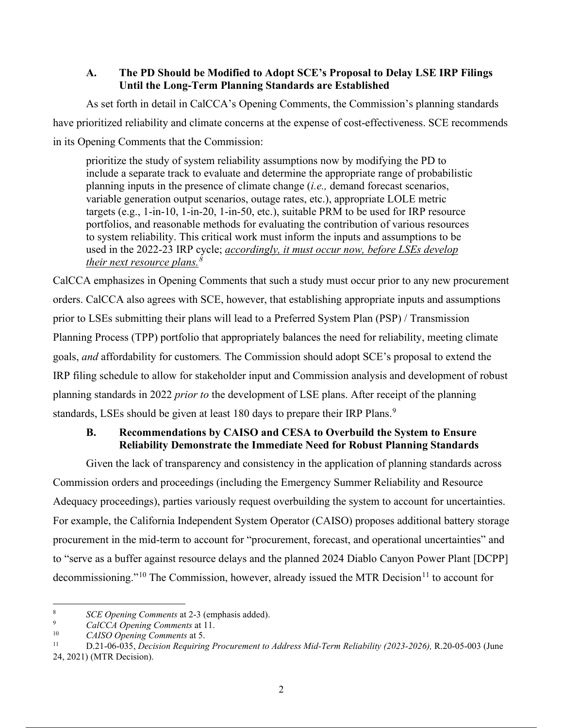### A. The PD Should be Modified to Adopt SCE's Proposal to Delay LSE IRP Filings Until the Long-Term Planning Standards are Established

As set forth in detail in CalCCA's Opening Comments, the Commission's planning standards have prioritized reliability and climate concerns at the expense of cost-effectiveness. SCE recommends in its Opening Comments that the Commission:

> prioritize the study of system reliability assumptions now by modifying the PD to include a separate track to evaluate and determine the appropriate range of probabilistic planning inputs in the presence of climate change (*i.e.,* demand forecast scenarios, variable generation output scenarios, outage rates, etc.), appropriate LOLE metric targets (e.g., 1-in-10, 1-in-20, 1-in-50, etc.), suitable PRM to be used for IRP resource portfolios, and reasonable methods for evaluating the contribution of various resources to system reliability. This critical work must inform the inputs and assumptions to be used in the 2022-23 IRP cycle; <u>*accordingly, it must occur now, before LSEs develop their next resource plans.*</u>[8]

CalCCA emphasizes in Opening Comments that such a study must occur prior to any new procurement orders. CalCCA also agrees with SCE, however, that establishing appropriate inputs and assumptions prior to LSEs submitting their plans will lead to a Preferred System Plan (PSP) / Transmission Planning Process (TPP) portfolio that appropriately balances the need for reliability, meeting climate goals, *and* affordability for customers*.* The Commission should adopt SCE's proposal to extend the IRP filing schedule to allow for stakeholder input and Commission analysis and development of robust planning standards in 2022 *prior to* the development of LSE plans. After receipt of the planning standards, LSEs should be given at least 180 days to prepare their IRP Plans.[9]

### B. Recommendations by CAISO and CESA to Overbuild the System to Ensure Reliability Demonstrate the Immediate Need for Robust Planning Standards

Given the lack of transparency and consistency in the application of planning standards across Commission orders and proceedings (including the Emergency Summer Reliability and Resource Adequacy proceedings), parties variously request overbuilding the system to account for uncertainties. For example, the California Independent System Operator (CAISO) proposes additional battery storage procurement in the mid-term to account for "procurement, forecast, and operational uncertainties" and to "serve as a buffer against resource delays and the planned 2024 Diablo Canyon Power Plant [DCPP] decommissioning."[10] The Commission, however, already issued the MTR Decision[11] to account for

---

[8] *SCE Opening Comments* at 2-3 (emphasis added).

[9] *CalCCA Opening Comments* at 11.

[10] *CAISO Opening Comments* at 5.

[11] D.21-06-035, *Decision Requiring Procurement to Address Mid-Term Reliability (2023-2026),* R.20-05-003 (June 24, 2021) (MTR Decision).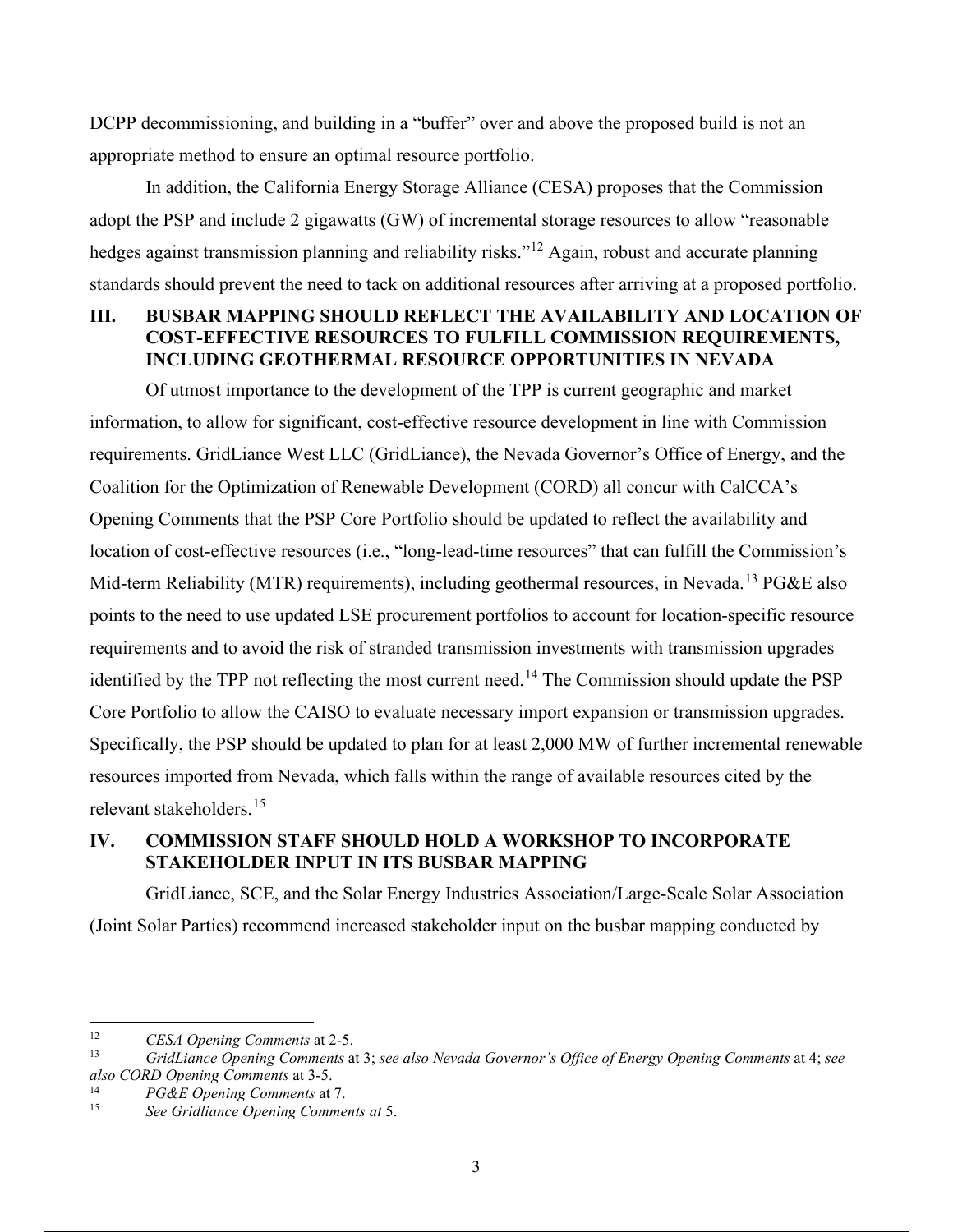DCPP decommissioning, and building in a "buffer" over and above the proposed build is not an appropriate method to ensure an optimal resource portfolio.

In addition, the California Energy Storage Alliance (CESA) proposes that the Commission adopt the PSP and include 2 gigawatts (GW) of incremental storage resources to allow "reasonable hedges against transmission planning and reliability risks."[12] Again, robust and accurate planning standards should prevent the need to tack on additional resources after arriving at a proposed portfolio.

## III. BUSBAR MAPPING SHOULD REFLECT THE AVAILABILITY AND LOCATION OF COST-EFFECTIVE RESOURCES TO FULFILL COMMISSION REQUIREMENTS, INCLUDING GEOTHERMAL RESOURCE OPPORTUNITIES IN NEVADA

Of utmost importance to the development of the TPP is current geographic and market information, to allow for significant, cost-effective resource development in line with Commission requirements. GridLiance West LLC (GridLiance), the Nevada Governor's Office of Energy, and the Coalition for the Optimization of Renewable Development (CORD) all concur with CalCCA's Opening Comments that the PSP Core Portfolio should be updated to reflect the availability and location of cost-effective resources (i.e., "long-lead-time resources" that can fulfill the Commission's Mid-term Reliability (MTR) requirements), including geothermal resources, in Nevada.[13] PG&E also points to the need to use updated LSE procurement portfolios to account for location-specific resource requirements and to avoid the risk of stranded transmission investments with transmission upgrades identified by the TPP not reflecting the most current need.[14] The Commission should update the PSP Core Portfolio to allow the CAISO to evaluate necessary import expansion or transmission upgrades. Specifically, the PSP should be updated to plan for at least 2,000 MW of further incremental renewable resources imported from Nevada, which falls within the range of available resources cited by the relevant stakeholders.[15]

## IV. COMMISSION STAFF SHOULD HOLD A WORKSHOP TO INCORPORATE STAKEHOLDER INPUT IN ITS BUSBAR MAPPING

GridLiance, SCE, and the Solar Energy Industries Association/Large-Scale Solar Association (Joint Solar Parties) recommend increased stakeholder input on the busbar mapping conducted by

---

[12] *CESA Opening Comments* at 2-5.

[13] *GridLiance Opening Comments* at 3; *see also Nevada Governor's Office of Energy Opening Comments* at 4; *see also CORD Opening Comments* at 3-5.

[14] *PG&E Opening Comments* at 7.

[15] *See Gridliance Opening Comments at* 5.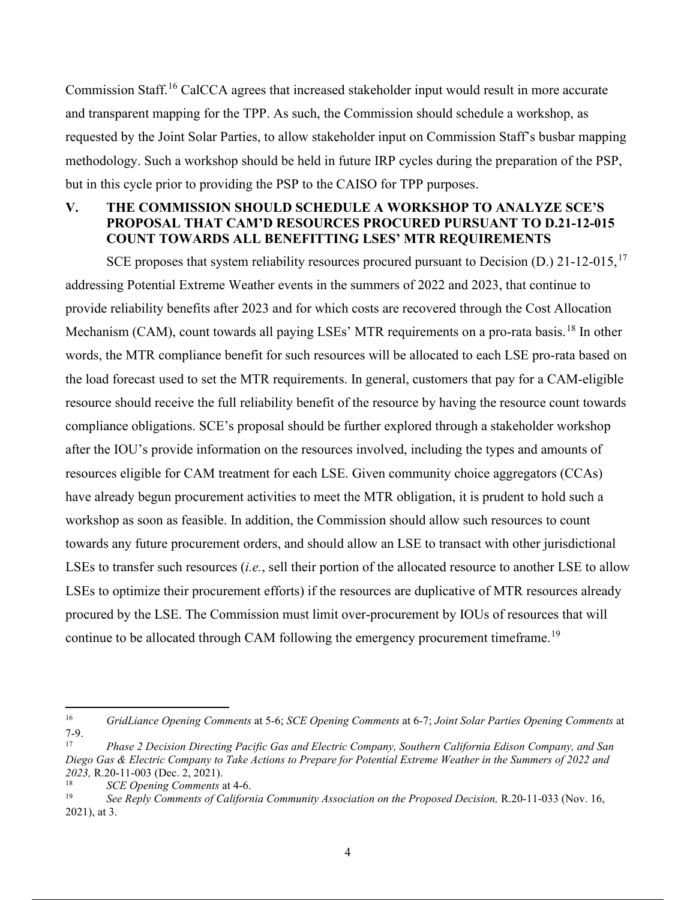Commission Staff.[16] CalCCA agrees that increased stakeholder input would result in more accurate and transparent mapping for the TPP. As such, the Commission should schedule a workshop, as requested by the Joint Solar Parties, to allow stakeholder input on Commission Staff's busbar mapping methodology. Such a workshop should be held in future IRP cycles during the preparation of the PSP, but in this cycle prior to providing the PSP to the CAISO for TPP purposes.

## V. THE COMMISSION SHOULD SCHEDULE A WORKSHOP TO ANALYZE SCE'S PROPOSAL THAT CAM'D RESOURCES PROCURED PURSUANT TO D.21-12-015 COUNT TOWARDS ALL BENEFITTING LSES' MTR REQUIREMENTS

SCE proposes that system reliability resources procured pursuant to Decision (D.) 21-12-015,[17] addressing Potential Extreme Weather events in the summers of 2022 and 2023, that continue to provide reliability benefits after 2023 and for which costs are recovered through the Cost Allocation Mechanism (CAM), count towards all paying LSEs' MTR requirements on a pro-rata basis.[18] In other words, the MTR compliance benefit for such resources will be allocated to each LSE pro-rata based on the load forecast used to set the MTR requirements. In general, customers that pay for a CAM-eligible resource should receive the full reliability benefit of the resource by having the resource count towards compliance obligations. SCE's proposal should be further explored through a stakeholder workshop after the IOU's provide information on the resources involved, including the types and amounts of resources eligible for CAM treatment for each LSE. Given community choice aggregators (CCAs) have already begun procurement activities to meet the MTR obligation, it is prudent to hold such a workshop as soon as feasible. In addition, the Commission should allow such resources to count towards any future procurement orders, and should allow an LSE to transact with other jurisdictional LSEs to transfer such resources (*i.e.*, sell their portion of the allocated resource to another LSE to allow LSEs to optimize their procurement efforts) if the resources are duplicative of MTR resources already procured by the LSE. The Commission must limit over-procurement by IOUs of resources that will continue to be allocated through CAM following the emergency procurement timeframe.[19]

---

[16] *GridLiance Opening Comments* at 5-6; *SCE Opening Comments* at 6-7; *Joint Solar Parties Opening Comments* at 7-9.

[17] *Phase 2 Decision Directing Pacific Gas and Electric Company, Southern California Edison Company, and San Diego Gas & Electric Company to Take Actions to Prepare for Potential Extreme Weather in the Summers of 2022 and 2023,* R.20-11-003 (Dec. 2, 2021).

[18] *SCE Opening Comments* at 4-6.

[19] *See Reply Comments of California Community Association on the Proposed Decision,* R.20-11-033 (Nov. 16, 2021), at 3.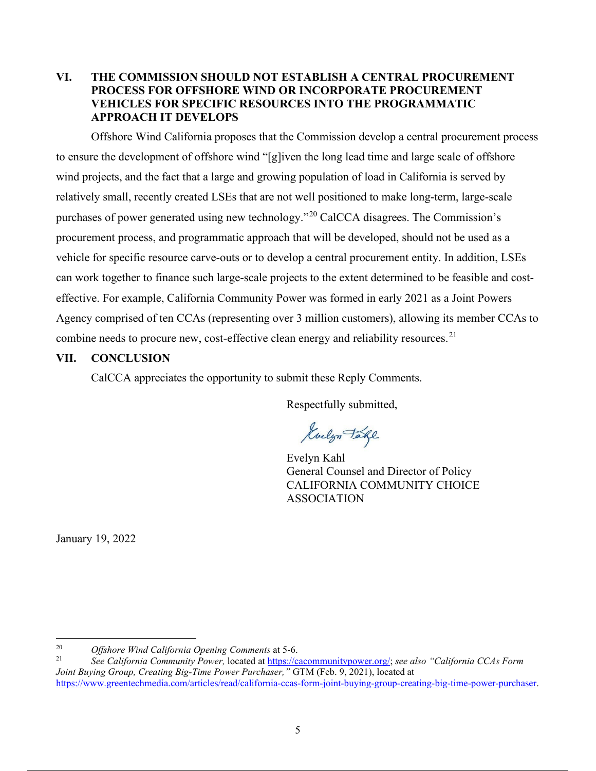## VI. THE COMMISSION SHOULD NOT ESTABLISH A CENTRAL PROCUREMENT PROCESS FOR OFFSHORE WIND OR INCORPORATE PROCUREMENT VEHICLES FOR SPECIFIC RESOURCES INTO THE PROGRAMMATIC APPROACH IT DEVELOPS

Offshore Wind California proposes that the Commission develop a central procurement process to ensure the development of offshore wind "[g]iven the long lead time and large scale of offshore wind projects, and the fact that a large and growing population of load in California is served by relatively small, recently created LSEs that are not well positioned to make long-term, large-scale purchases of power generated using new technology."[20] CalCCA disagrees. The Commission's procurement process, and programmatic approach that will be developed, should not be used as a vehicle for specific resource carve-outs or to develop a central procurement entity. In addition, LSEs can work together to finance such large-scale projects to the extent determined to be feasible and cost-effective. For example, California Community Power was formed in early 2021 as a Joint Powers Agency comprised of ten CCAs (representing over 3 million customers), allowing its member CCAs to combine needs to procure new, cost-effective clean energy and reliability resources.[21]

## VII. CONCLUSION

CalCCA appreciates the opportunity to submit these Reply Comments.

Respectfully submitted,

Evelyn Kahl
General Counsel and Director of Policy
CALIFORNIA COMMUNITY CHOICE ASSOCIATION

January 19, 2022

---

[20] *Offshore Wind California Opening Comments* at 5-6.

[21] *See California Community Power,* located at https://cacommunitypower.org/; *see also "California CCAs Form Joint Buying Group, Creating Big-Time Power Purchaser,"* GTM (Feb. 9, 2021), located at https://www.greentechmedia.com/articles/read/california-ccas-form-joint-buying-group-creating-big-time-power-purchaser.